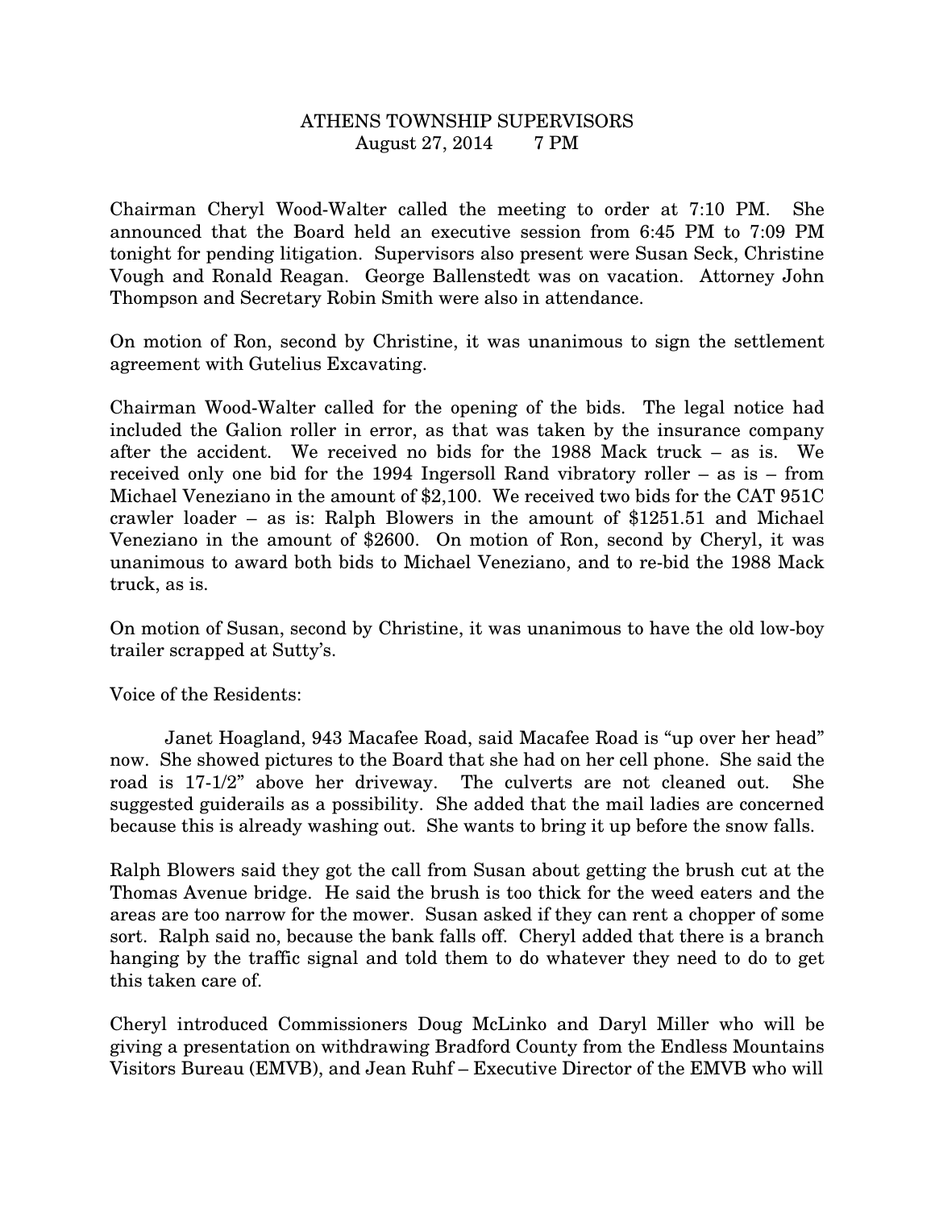# ATHENS TOWNSHIP SUPERVISORS

August 27, 2014 7 PM

Chairman Cheryl Wood-Walter called the meeting to order at 7:10 PM. She announced that the Board held an executive session from 6:45 PM to 7:09 PM tonight for pending litigation. Supervisors also present were Susan Seck, Christine Vough and Ronald Reagan. George Ballenstedt was on vacation. Attorney John Thompson and Secretary Robin Smith were also in attendance.

On motion of Ron, second by Christine, it was unanimous to sign the settlement agreement with Gutelius Excavating.

Chairman Wood-Walter called for the opening of the bids. The legal notice had included the Galion roller in error, as that was taken by the insurance company after the accident. We received no bids for the 1988 Mack truck – as is. We received only one bid for the 1994 Ingersoll Rand vibratory roller – as is – from Michael Veneziano in the amount of $2,100. We received two bids for the CAT 951C crawler loader – as is: Ralph Blowers in the amount of $1251.51 and Michael Veneziano in the amount of $2600. On motion of Ron, second by Cheryl, it was unanimous to award both bids to Michael Veneziano, and to re-bid the 1988 Mack truck, as is.

On motion of Susan, second by Christine, it was unanimous to have the old low-boy trailer scrapped at Sutty's.

Voice of the Residents:

Janet Hoagland, 943 Macafee Road, said Macafee Road is "up over her head" now. She showed pictures to the Board that she had on her cell phone. She said the road is 17-1/2" above her driveway. The culverts are not cleaned out. She suggested guiderails as a possibility. She added that the mail ladies are concerned because this is already washing out. She wants to bring it up before the snow falls.

Ralph Blowers said they got the call from Susan about getting the brush cut at the Thomas Avenue bridge. He said the brush is too thick for the weed eaters and the areas are too narrow for the mower. Susan asked if they can rent a chopper of some sort. Ralph said no, because the bank falls off. Cheryl added that there is a branch hanging by the traffic signal and told them to do whatever they need to do to get this taken care of.

Cheryl introduced Commissioners Doug McLinko and Daryl Miller who will be giving a presentation on withdrawing Bradford County from the Endless Mountains Visitors Bureau (EMVB), and Jean Ruhf – Executive Director of the EMVB who will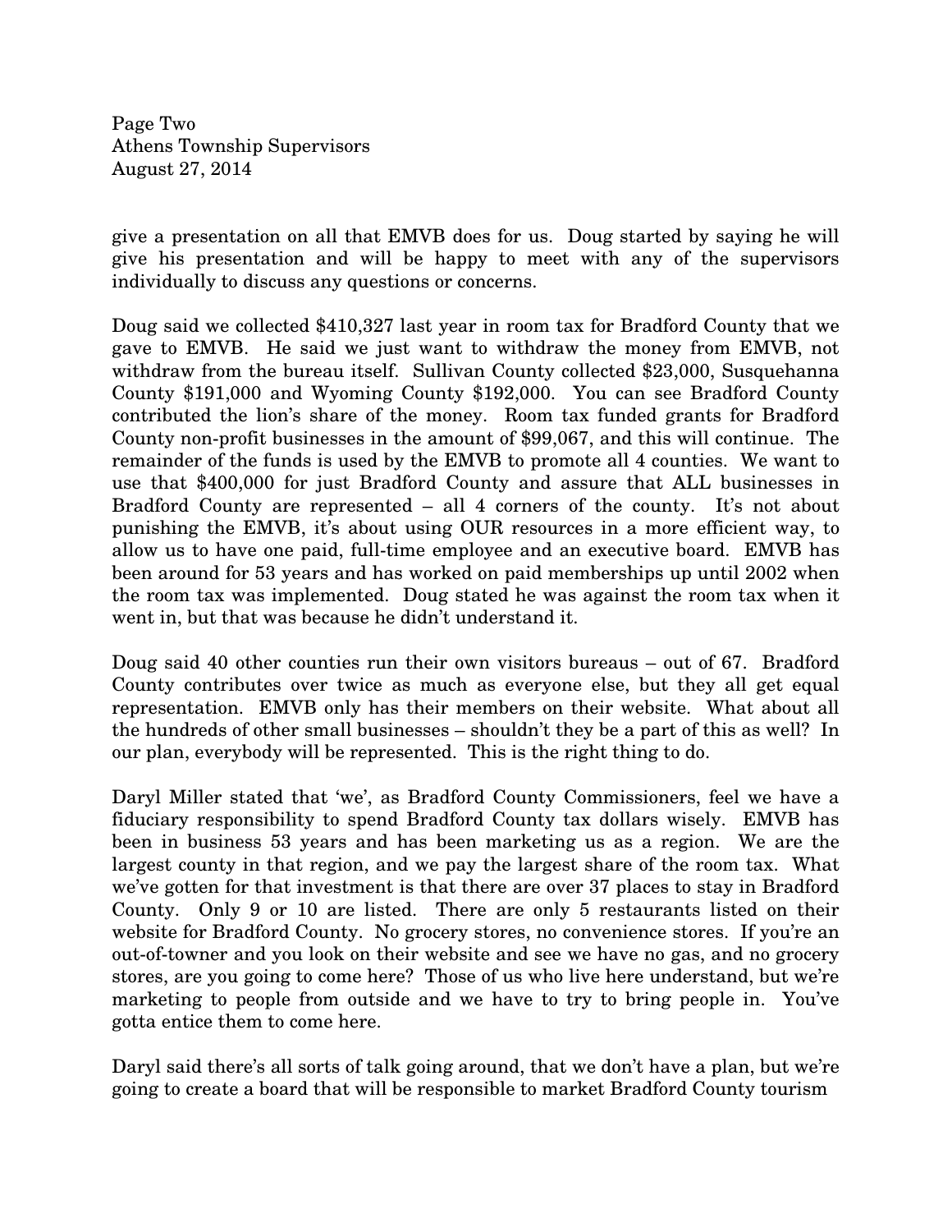give a presentation on all that EMVB does for us. Doug started by saying he will give his presentation and will be happy to meet with any of the supervisors individually to discuss any questions or concerns.

Doug said we collected $410,327 last year in room tax for Bradford County that we gave to EMVB. He said we just want to withdraw the money from EMVB, not withdraw from the bureau itself. Sullivan County collected $23,000, Susquehanna County $191,000 and Wyoming County $192,000. You can see Bradford County contributed the lion's share of the money. Room tax funded grants for Bradford County non-profit businesses in the amount of $99,067, and this will continue. The remainder of the funds is used by the EMVB to promote all 4 counties. We want to use that $400,000 for just Bradford County and assure that ALL businesses in Bradford County are represented – all 4 corners of the county. It's not about punishing the EMVB, it's about using OUR resources in a more efficient way, to allow us to have one paid, full-time employee and an executive board. EMVB has been around for 53 years and has worked on paid memberships up until 2002 when the room tax was implemented. Doug stated he was against the room tax when it went in, but that was because he didn't understand it.

Doug said 40 other counties run their own visitors bureaus – out of 67. Bradford County contributes over twice as much as everyone else, but they all get equal representation. EMVB only has their members on their website. What about all the hundreds of other small businesses – shouldn't they be a part of this as well? In our plan, everybody will be represented. This is the right thing to do.

Daryl Miller stated that 'we', as Bradford County Commissioners, feel we have a fiduciary responsibility to spend Bradford County tax dollars wisely. EMVB has been in business 53 years and has been marketing us as a region. We are the largest county in that region, and we pay the largest share of the room tax. What we've gotten for that investment is that there are over 37 places to stay in Bradford County. Only 9 or 10 are listed. There are only 5 restaurants listed on their website for Bradford County. No grocery stores, no convenience stores. If you're an out-of-towner and you look on their website and see we have no gas, and no grocery stores, are you going to come here? Those of us who live here understand, but we're marketing to people from outside and we have to try to bring people in. You've gotta entice them to come here.

Daryl said there's all sorts of talk going around, that we don't have a plan, but we're going to create a board that will be responsible to market Bradford County tourism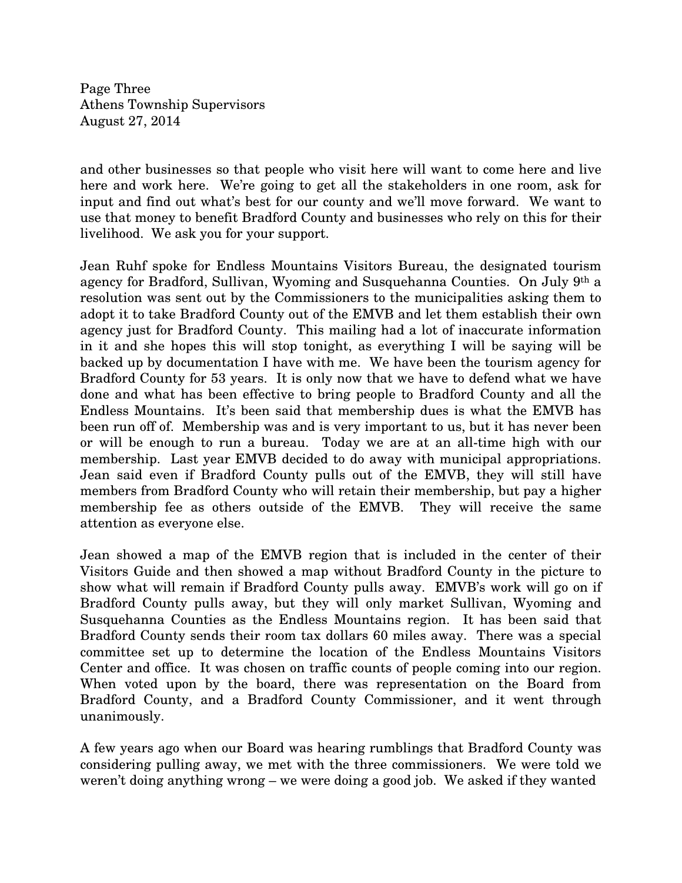and other businesses so that people who visit here will want to come here and live here and work here. We're going to get all the stakeholders in one room, ask for input and find out what's best for our county and we'll move forward. We want to use that money to benefit Bradford County and businesses who rely on this for their livelihood. We ask you for your support.

Jean Ruhf spoke for Endless Mountains Visitors Bureau, the designated tourism agency for Bradford, Sullivan, Wyoming and Susquehanna Counties. On July 9th a resolution was sent out by the Commissioners to the municipalities asking them to adopt it to take Bradford County out of the EMVB and let them establish their own agency just for Bradford County. This mailing had a lot of inaccurate information in it and she hopes this will stop tonight, as everything I will be saying will be backed up by documentation I have with me. We have been the tourism agency for Bradford County for 53 years. It is only now that we have to defend what we have done and what has been effective to bring people to Bradford County and all the Endless Mountains. It's been said that membership dues is what the EMVB has been run off of. Membership was and is very important to us, but it has never been or will be enough to run a bureau. Today we are at an all-time high with our membership. Last year EMVB decided to do away with municipal appropriations. Jean said even if Bradford County pulls out of the EMVB, they will still have members from Bradford County who will retain their membership, but pay a higher membership fee as others outside of the EMVB. They will receive the same attention as everyone else.

Jean showed a map of the EMVB region that is included in the center of their Visitors Guide and then showed a map without Bradford County in the picture to show what will remain if Bradford County pulls away. EMVB's work will go on if Bradford County pulls away, but they will only market Sullivan, Wyoming and Susquehanna Counties as the Endless Mountains region. It has been said that Bradford County sends their room tax dollars 60 miles away. There was a special committee set up to determine the location of the Endless Mountains Visitors Center and office. It was chosen on traffic counts of people coming into our region. When voted upon by the board, there was representation on the Board from Bradford County, and a Bradford County Commissioner, and it went through unanimously.

A few years ago when our Board was hearing rumblings that Bradford County was considering pulling away, we met with the three commissioners. We were told we weren't doing anything wrong – we were doing a good job. We asked if they wanted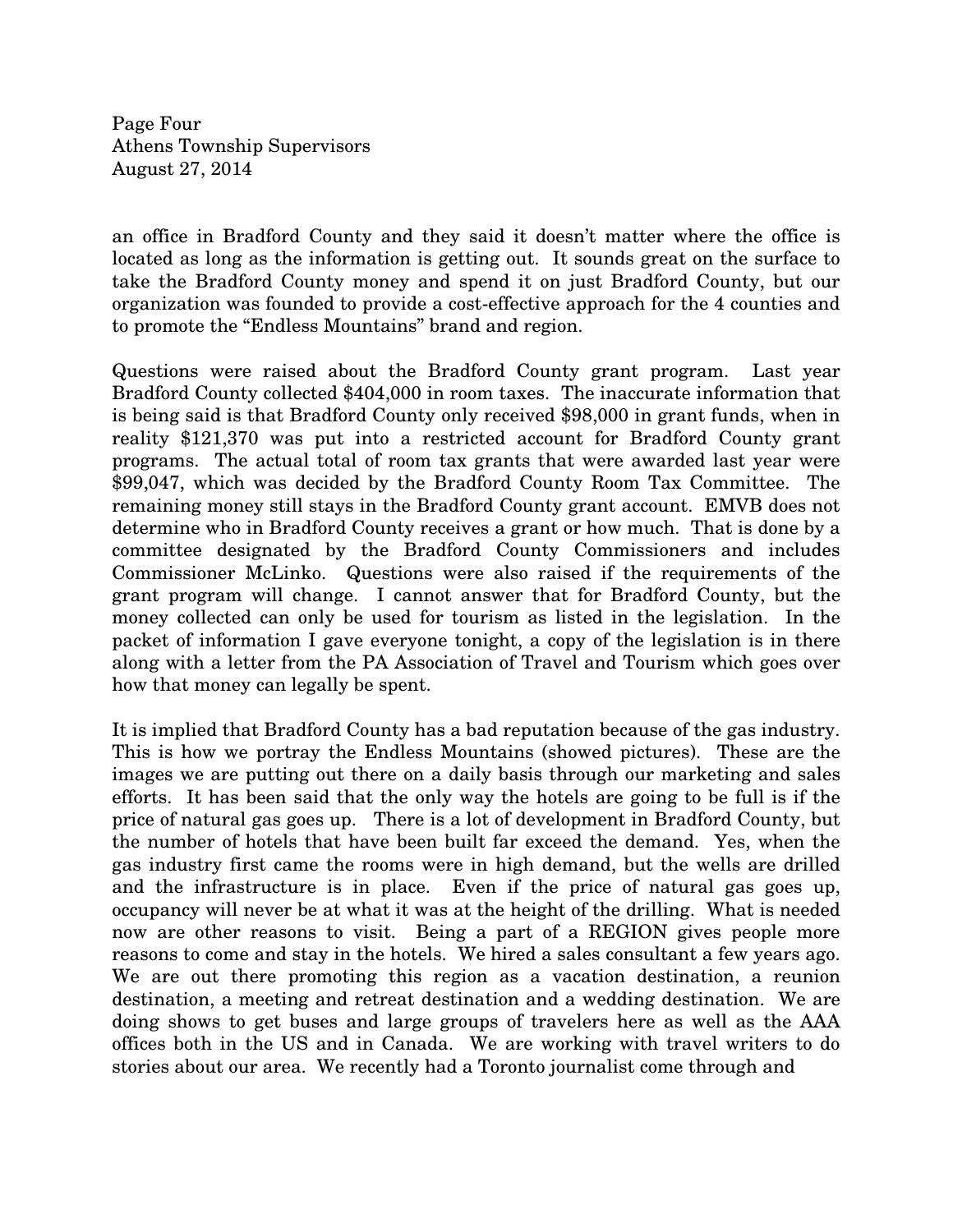an office in Bradford County and they said it doesn't matter where the office is located as long as the information is getting out. It sounds great on the surface to take the Bradford County money and spend it on just Bradford County, but our organization was founded to provide a cost-effective approach for the 4 counties and to promote the "Endless Mountains" brand and region.

Questions were raised about the Bradford County grant program. Last year Bradford County collected $404,000 in room taxes. The inaccurate information that is being said is that Bradford County only received $98,000 in grant funds, when in reality $121,370 was put into a restricted account for Bradford County grant programs. The actual total of room tax grants that were awarded last year were $99,047, which was decided by the Bradford County Room Tax Committee. The remaining money still stays in the Bradford County grant account. EMVB does not determine who in Bradford County receives a grant or how much. That is done by a committee designated by the Bradford County Commissioners and includes Commissioner McLinko. Questions were also raised if the requirements of the grant program will change. I cannot answer that for Bradford County, but the money collected can only be used for tourism as listed in the legislation. In the packet of information I gave everyone tonight, a copy of the legislation is in there along with a letter from the PA Association of Travel and Tourism which goes over how that money can legally be spent.

It is implied that Bradford County has a bad reputation because of the gas industry. This is how we portray the Endless Mountains (showed pictures). These are the images we are putting out there on a daily basis through our marketing and sales efforts. It has been said that the only way the hotels are going to be full is if the price of natural gas goes up. There is a lot of development in Bradford County, but the number of hotels that have been built far exceed the demand. Yes, when the gas industry first came the rooms were in high demand, but the wells are drilled and the infrastructure is in place. Even if the price of natural gas goes up, occupancy will never be at what it was at the height of the drilling. What is needed now are other reasons to visit. Being a part of a REGION gives people more reasons to come and stay in the hotels. We hired a sales consultant a few years ago. We are out there promoting this region as a vacation destination, a reunion destination, a meeting and retreat destination and a wedding destination. We are doing shows to get buses and large groups of travelers here as well as the AAA offices both in the US and in Canada. We are working with travel writers to do stories about our area. We recently had a Toronto journalist come through and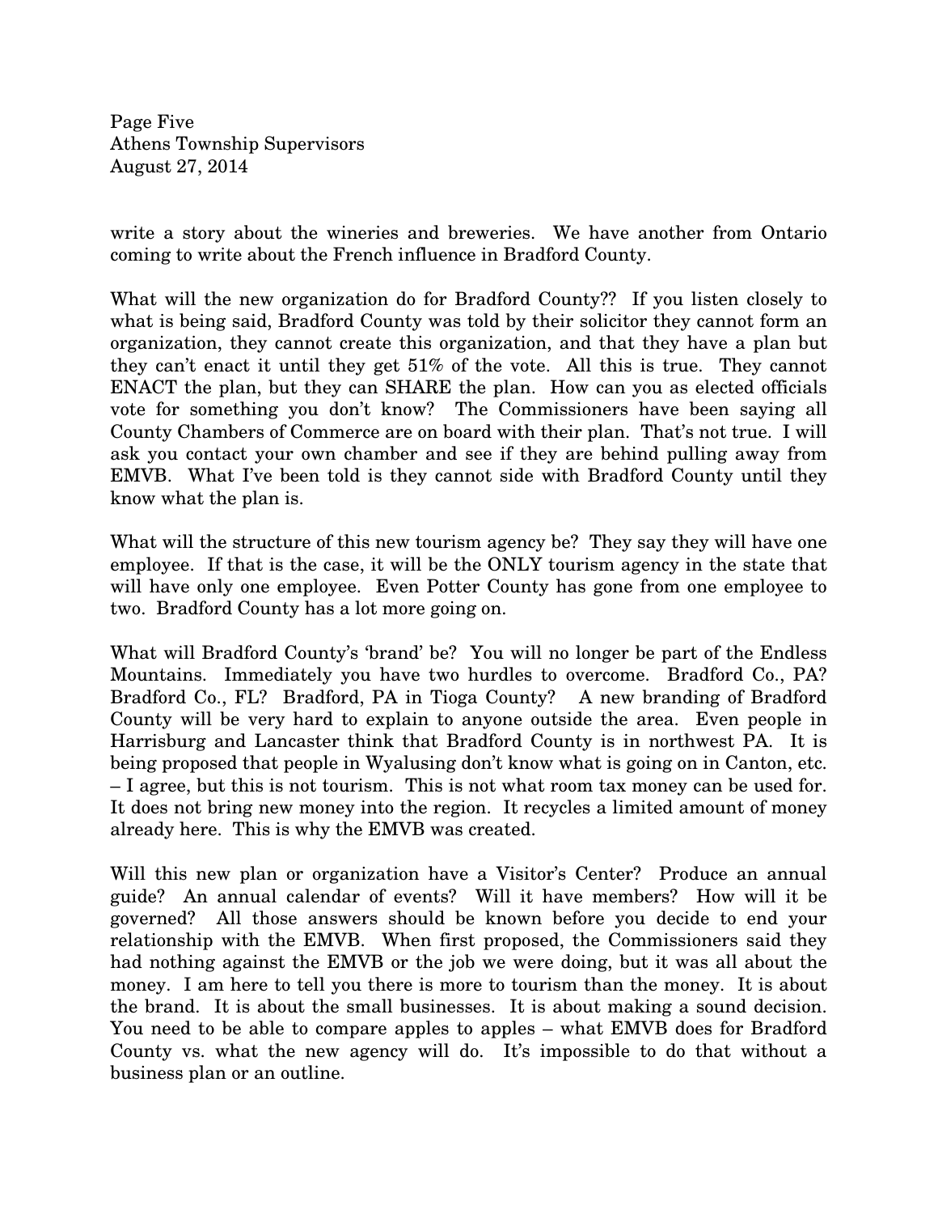write a story about the wineries and breweries. We have another from Ontario coming to write about the French influence in Bradford County.

What will the new organization do for Bradford County?? If you listen closely to what is being said, Bradford County was told by their solicitor they cannot form an organization, they cannot create this organization, and that they have a plan but they can't enact it until they get 51% of the vote. All this is true. They cannot ENACT the plan, but they can SHARE the plan. How can you as elected officials vote for something you don't know? The Commissioners have been saying all County Chambers of Commerce are on board with their plan. That's not true. I will ask you contact your own chamber and see if they are behind pulling away from EMVB. What I've been told is they cannot side with Bradford County until they know what the plan is.

What will the structure of this new tourism agency be? They say they will have one employee. If that is the case, it will be the ONLY tourism agency in the state that will have only one employee. Even Potter County has gone from one employee to two. Bradford County has a lot more going on.

What will Bradford County's 'brand' be? You will no longer be part of the Endless Mountains. Immediately you have two hurdles to overcome. Bradford Co., PA? Bradford Co., FL? Bradford, PA in Tioga County? A new branding of Bradford County will be very hard to explain to anyone outside the area. Even people in Harrisburg and Lancaster think that Bradford County is in northwest PA. It is being proposed that people in Wyalusing don't know what is going on in Canton, etc. – I agree, but this is not tourism. This is not what room tax money can be used for. It does not bring new money into the region. It recycles a limited amount of money already here. This is why the EMVB was created.

Will this new plan or organization have a Visitor's Center? Produce an annual guide? An annual calendar of events? Will it have members? How will it be governed? All those answers should be known before you decide to end your relationship with the EMVB. When first proposed, the Commissioners said they had nothing against the EMVB or the job we were doing, but it was all about the money. I am here to tell you there is more to tourism than the money. It is about the brand. It is about the small businesses. It is about making a sound decision. You need to be able to compare apples to apples – what EMVB does for Bradford County vs. what the new agency will do. It's impossible to do that without a business plan or an outline.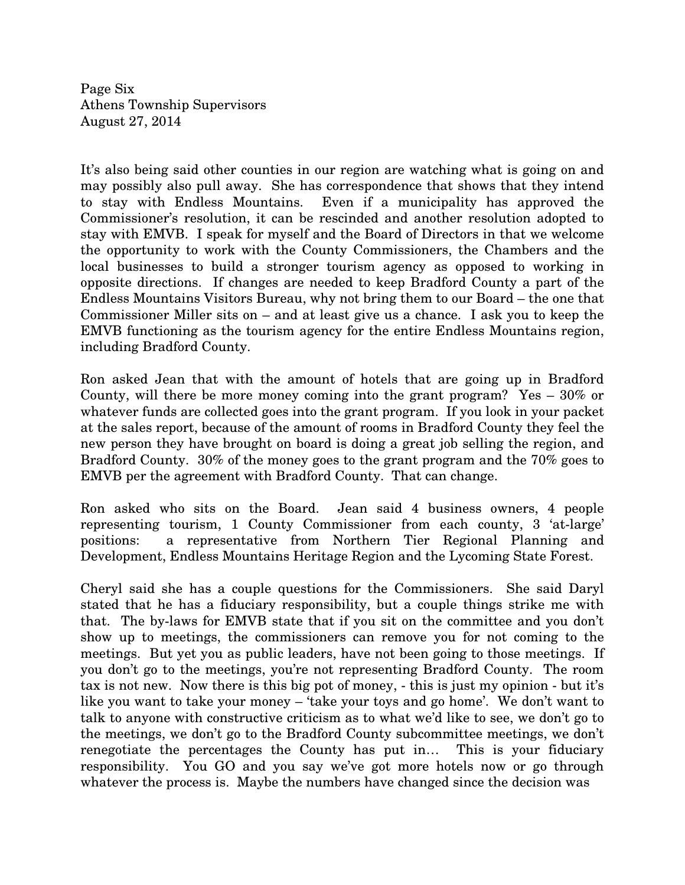It's also being said other counties in our region are watching what is going on and may possibly also pull away. She has correspondence that shows that they intend to stay with Endless Mountains. Even if a municipality has approved the Commissioner's resolution, it can be rescinded and another resolution adopted to stay with EMVB. I speak for myself and the Board of Directors in that we welcome the opportunity to work with the County Commissioners, the Chambers and the local businesses to build a stronger tourism agency as opposed to working in opposite directions. If changes are needed to keep Bradford County a part of the Endless Mountains Visitors Bureau, why not bring them to our Board – the one that Commissioner Miller sits on – and at least give us a chance. I ask you to keep the EMVB functioning as the tourism agency for the entire Endless Mountains region, including Bradford County.

Ron asked Jean that with the amount of hotels that are going up in Bradford County, will there be more money coming into the grant program? Yes – 30% or whatever funds are collected goes into the grant program. If you look in your packet at the sales report, because of the amount of rooms in Bradford County they feel the new person they have brought on board is doing a great job selling the region, and Bradford County. 30% of the money goes to the grant program and the 70% goes to EMVB per the agreement with Bradford County. That can change.

Ron asked who sits on the Board. Jean said 4 business owners, 4 people representing tourism, 1 County Commissioner from each county, 3 'at-large' positions: a representative from Northern Tier Regional Planning and Development, Endless Mountains Heritage Region and the Lycoming State Forest.

Cheryl said she has a couple questions for the Commissioners. She said Daryl stated that he has a fiduciary responsibility, but a couple things strike me with that. The by-laws for EMVB state that if you sit on the committee and you don't show up to meetings, the commissioners can remove you for not coming to the meetings. But yet you as public leaders, have not been going to those meetings. If you don't go to the meetings, you're not representing Bradford County. The room tax is not new. Now there is this big pot of money, - this is just my opinion - but it's like you want to take your money – 'take your toys and go home'. We don't want to talk to anyone with constructive criticism as to what we'd like to see, we don't go to the meetings, we don't go to the Bradford County subcommittee meetings, we don't renegotiate the percentages the County has put in… This is your fiduciary responsibility. You GO and you say we've got more hotels now or go through whatever the process is. Maybe the numbers have changed since the decision was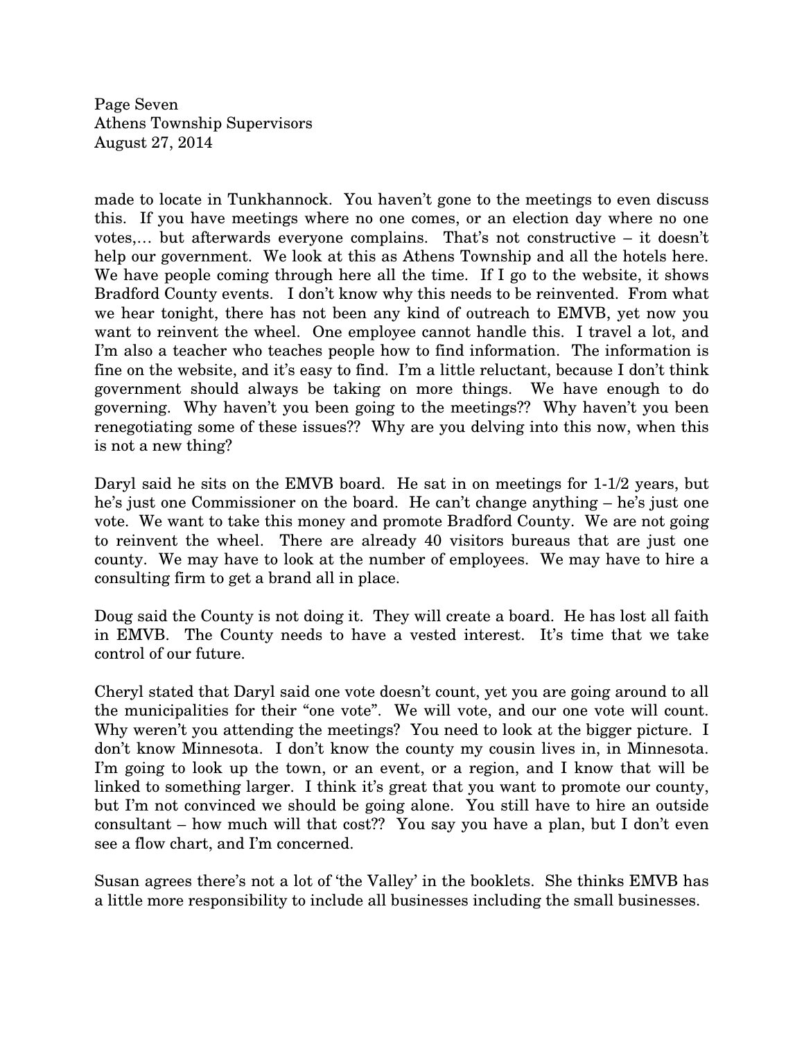made to locate in Tunkhannock. You haven't gone to the meetings to even discuss this. If you have meetings where no one comes, or an election day where no one votes,… but afterwards everyone complains. That's not constructive – it doesn't help our government. We look at this as Athens Township and all the hotels here. We have people coming through here all the time. If I go to the website, it shows Bradford County events. I don't know why this needs to be reinvented. From what we hear tonight, there has not been any kind of outreach to EMVB, yet now you want to reinvent the wheel. One employee cannot handle this. I travel a lot, and I'm also a teacher who teaches people how to find information. The information is fine on the website, and it's easy to find. I'm a little reluctant, because I don't think government should always be taking on more things. We have enough to do governing. Why haven't you been going to the meetings?? Why haven't you been renegotiating some of these issues?? Why are you delving into this now, when this is not a new thing?

Daryl said he sits on the EMVB board. He sat in on meetings for 1-1/2 years, but he's just one Commissioner on the board. He can't change anything – he's just one vote. We want to take this money and promote Bradford County. We are not going to reinvent the wheel. There are already 40 visitors bureaus that are just one county. We may have to look at the number of employees. We may have to hire a consulting firm to get a brand all in place.

Doug said the County is not doing it. They will create a board. He has lost all faith in EMVB. The County needs to have a vested interest. It's time that we take control of our future.

Cheryl stated that Daryl said one vote doesn't count, yet you are going around to all the municipalities for their "one vote". We will vote, and our one vote will count. Why weren't you attending the meetings? You need to look at the bigger picture. I don't know Minnesota. I don't know the county my cousin lives in, in Minnesota. I'm going to look up the town, or an event, or a region, and I know that will be linked to something larger. I think it's great that you want to promote our county, but I'm not convinced we should be going alone. You still have to hire an outside consultant – how much will that cost?? You say you have a plan, but I don't even see a flow chart, and I'm concerned.

Susan agrees there's not a lot of 'the Valley' in the booklets. She thinks EMVB has a little more responsibility to include all businesses including the small businesses.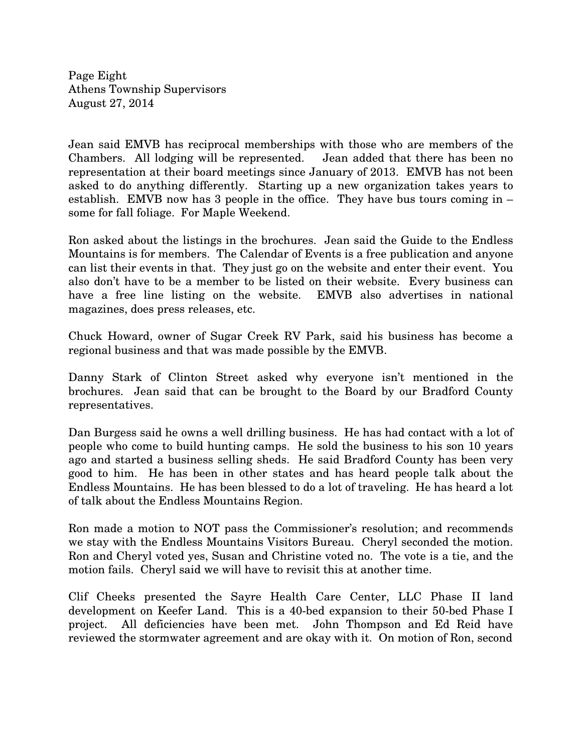Jean said EMVB has reciprocal memberships with those who are members of the Chambers. All lodging will be represented. Jean added that there has been no representation at their board meetings since January of 2013. EMVB has not been asked to do anything differently. Starting up a new organization takes years to establish. EMVB now has 3 people in the office. They have bus tours coming in – some for fall foliage. For Maple Weekend.

Ron asked about the listings in the brochures. Jean said the Guide to the Endless Mountains is for members. The Calendar of Events is a free publication and anyone can list their events in that. They just go on the website and enter their event. You also don't have to be a member to be listed on their website. Every business can have a free line listing on the website. EMVB also advertises in national magazines, does press releases, etc.

Chuck Howard, owner of Sugar Creek RV Park, said his business has become a regional business and that was made possible by the EMVB.

Danny Stark of Clinton Street asked why everyone isn't mentioned in the brochures. Jean said that can be brought to the Board by our Bradford County representatives.

Dan Burgess said he owns a well drilling business. He has had contact with a lot of people who come to build hunting camps. He sold the business to his son 10 years ago and started a business selling sheds. He said Bradford County has been very good to him. He has been in other states and has heard people talk about the Endless Mountains. He has been blessed to do a lot of traveling. He has heard a lot of talk about the Endless Mountains Region.

Ron made a motion to NOT pass the Commissioner's resolution; and recommends we stay with the Endless Mountains Visitors Bureau. Cheryl seconded the motion. Ron and Cheryl voted yes, Susan and Christine voted no. The vote is a tie, and the motion fails. Cheryl said we will have to revisit this at another time.

Clif Cheeks presented the Sayre Health Care Center, LLC Phase II land development on Keefer Land. This is a 40-bed expansion to their 50-bed Phase I project. All deficiencies have been met. John Thompson and Ed Reid have reviewed the stormwater agreement and are okay with it. On motion of Ron, second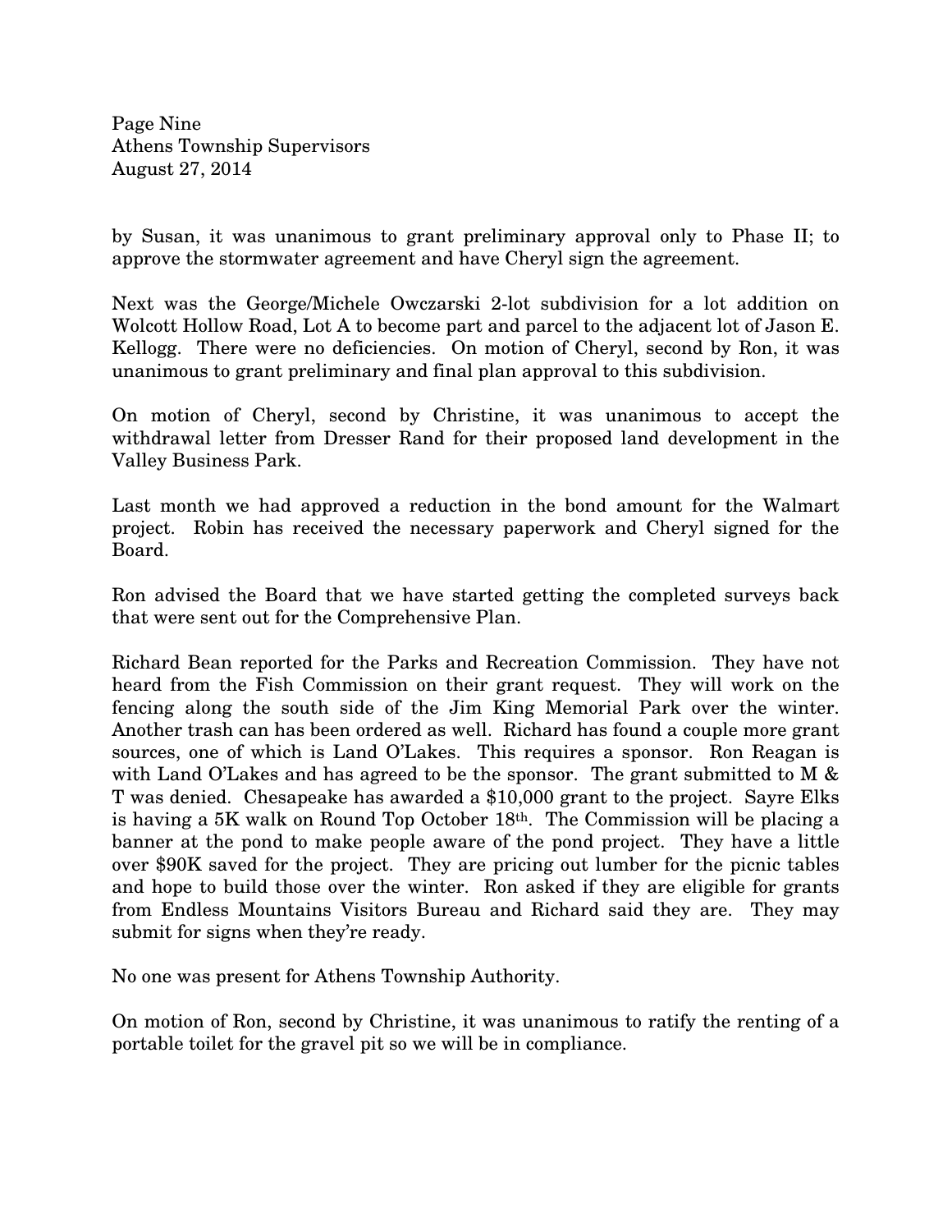by Susan, it was unanimous to grant preliminary approval only to Phase II; to approve the stormwater agreement and have Cheryl sign the agreement.

Next was the George/Michele Owczarski 2-lot subdivision for a lot addition on Wolcott Hollow Road, Lot A to become part and parcel to the adjacent lot of Jason E. Kellogg. There were no deficiencies. On motion of Cheryl, second by Ron, it was unanimous to grant preliminary and final plan approval to this subdivision.

On motion of Cheryl, second by Christine, it was unanimous to accept the withdrawal letter from Dresser Rand for their proposed land development in the Valley Business Park.

Last month we had approved a reduction in the bond amount for the Walmart project. Robin has received the necessary paperwork and Cheryl signed for the Board.

Ron advised the Board that we have started getting the completed surveys back that were sent out for the Comprehensive Plan.

Richard Bean reported for the Parks and Recreation Commission. They have not heard from the Fish Commission on their grant request. They will work on the fencing along the south side of the Jim King Memorial Park over the winter. Another trash can has been ordered as well. Richard has found a couple more grant sources, one of which is Land O'Lakes. This requires a sponsor. Ron Reagan is with Land O'Lakes and has agreed to be the sponsor. The grant submitted to M & T was denied. Chesapeake has awarded a $10,000 grant to the project. Sayre Elks is having a 5K walk on Round Top October 18th. The Commission will be placing a banner at the pond to make people aware of the pond project. They have a little over $90K saved for the project. They are pricing out lumber for the picnic tables and hope to build those over the winter. Ron asked if they are eligible for grants from Endless Mountains Visitors Bureau and Richard said they are. They may submit for signs when they're ready.

No one was present for Athens Township Authority.

On motion of Ron, second by Christine, it was unanimous to ratify the renting of a portable toilet for the gravel pit so we will be in compliance.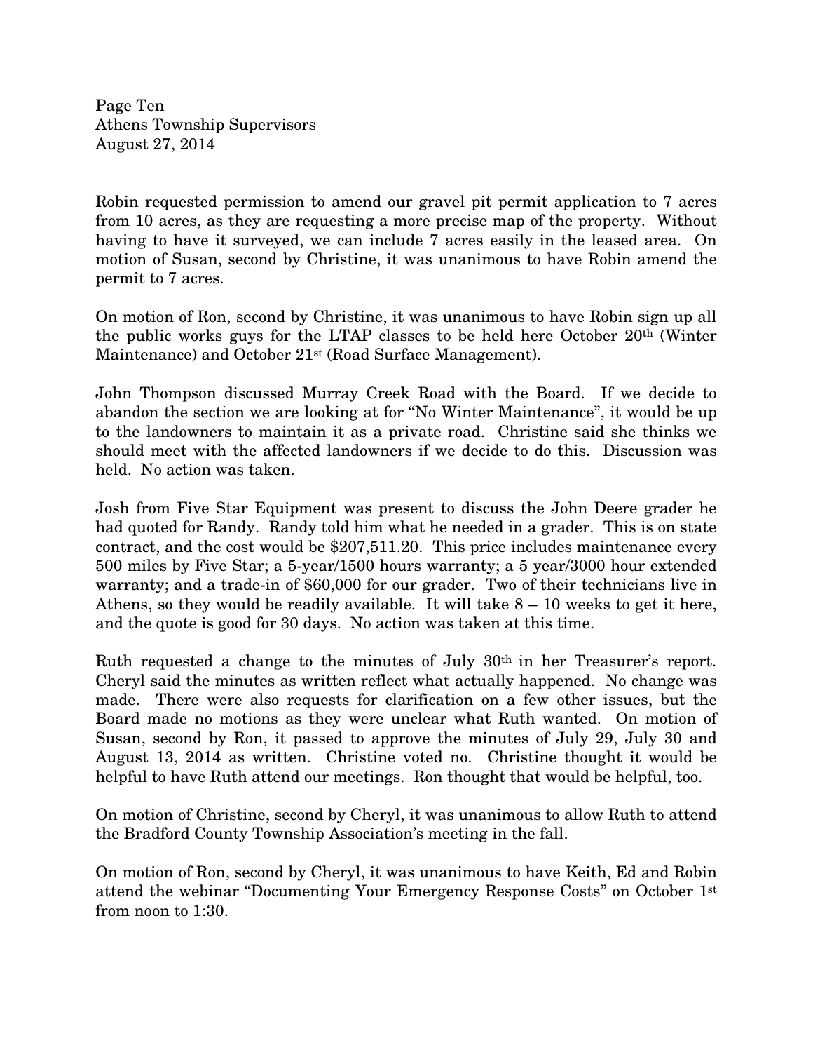Robin requested permission to amend our gravel pit permit application to 7 acres from 10 acres, as they are requesting a more precise map of the property. Without having to have it surveyed, we can include 7 acres easily in the leased area. On motion of Susan, second by Christine, it was unanimous to have Robin amend the permit to 7 acres.

On motion of Ron, second by Christine, it was unanimous to have Robin sign up all the public works guys for the LTAP classes to be held here October 20th (Winter Maintenance) and October 21st (Road Surface Management).

John Thompson discussed Murray Creek Road with the Board. If we decide to abandon the section we are looking at for "No Winter Maintenance", it would be up to the landowners to maintain it as a private road. Christine said she thinks we should meet with the affected landowners if we decide to do this. Discussion was held. No action was taken.

Josh from Five Star Equipment was present to discuss the John Deere grader he had quoted for Randy. Randy told him what he needed in a grader. This is on state contract, and the cost would be $207,511.20. This price includes maintenance every 500 miles by Five Star; a 5-year/1500 hours warranty; a 5 year/3000 hour extended warranty; and a trade-in of $60,000 for our grader. Two of their technicians live in Athens, so they would be readily available. It will take 8 – 10 weeks to get it here, and the quote is good for 30 days. No action was taken at this time.

Ruth requested a change to the minutes of July 30th in her Treasurer's report. Cheryl said the minutes as written reflect what actually happened. No change was made. There were also requests for clarification on a few other issues, but the Board made no motions as they were unclear what Ruth wanted. On motion of Susan, second by Ron, it passed to approve the minutes of July 29, July 30 and August 13, 2014 as written. Christine voted no. Christine thought it would be helpful to have Ruth attend our meetings. Ron thought that would be helpful, too.

On motion of Christine, second by Cheryl, it was unanimous to allow Ruth to attend the Bradford County Township Association's meeting in the fall.

On motion of Ron, second by Cheryl, it was unanimous to have Keith, Ed and Robin attend the webinar "Documenting Your Emergency Response Costs" on October 1st from noon to 1:30.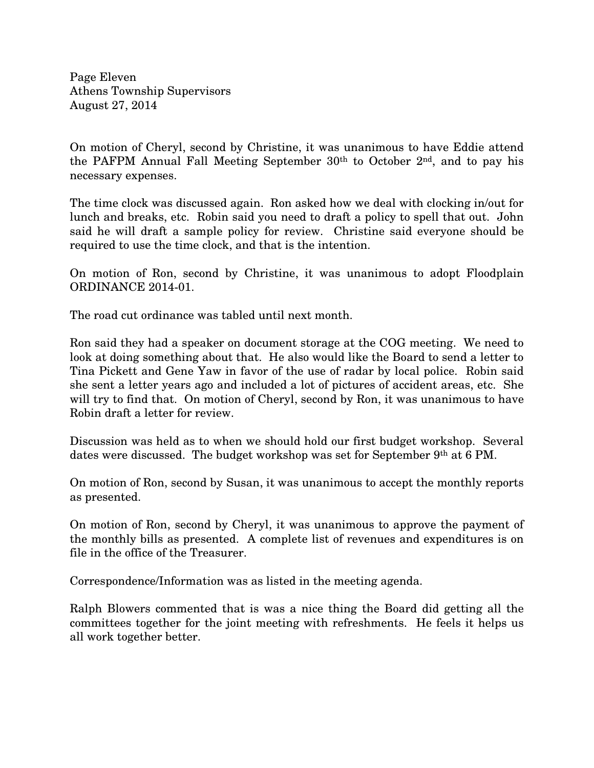On motion of Cheryl, second by Christine, it was unanimous to have Eddie attend the PAFPM Annual Fall Meeting September 30th to October 2nd, and to pay his necessary expenses.

The time clock was discussed again. Ron asked how we deal with clocking in/out for lunch and breaks, etc. Robin said you need to draft a policy to spell that out. John said he will draft a sample policy for review. Christine said everyone should be required to use the time clock, and that is the intention.

On motion of Ron, second by Christine, it was unanimous to adopt Floodplain ORDINANCE 2014-01.

The road cut ordinance was tabled until next month.

Ron said they had a speaker on document storage at the COG meeting. We need to look at doing something about that. He also would like the Board to send a letter to Tina Pickett and Gene Yaw in favor of the use of radar by local police. Robin said she sent a letter years ago and included a lot of pictures of accident areas, etc. She will try to find that. On motion of Cheryl, second by Ron, it was unanimous to have Robin draft a letter for review.

Discussion was held as to when we should hold our first budget workshop. Several dates were discussed. The budget workshop was set for September 9th at 6 PM.

On motion of Ron, second by Susan, it was unanimous to accept the monthly reports as presented.

On motion of Ron, second by Cheryl, it was unanimous to approve the payment of the monthly bills as presented. A complete list of revenues and expenditures is on file in the office of the Treasurer.

Correspondence/Information was as listed in the meeting agenda.

Ralph Blowers commented that is was a nice thing the Board did getting all the committees together for the joint meeting with refreshments. He feels it helps us all work together better.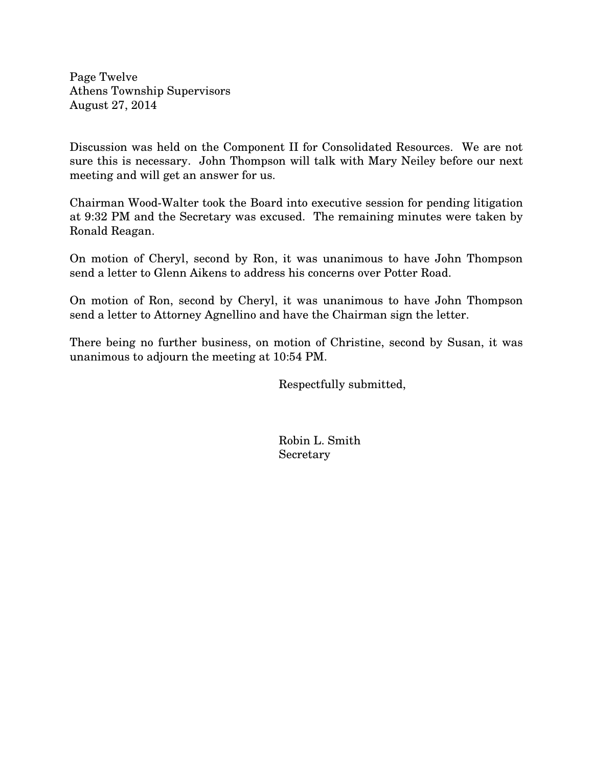Discussion was held on the Component II for Consolidated Resources. We are not sure this is necessary. John Thompson will talk with Mary Neiley before our next meeting and will get an answer for us.

Chairman Wood-Walter took the Board into executive session for pending litigation at 9:32 PM and the Secretary was excused. The remaining minutes were taken by Ronald Reagan.

On motion of Cheryl, second by Ron, it was unanimous to have John Thompson send a letter to Glenn Aikens to address his concerns over Potter Road.

On motion of Ron, second by Cheryl, it was unanimous to have John Thompson send a letter to Attorney Agnellino and have the Chairman sign the letter.

There being no further business, on motion of Christine, second by Susan, it was unanimous to adjourn the meeting at 10:54 PM.

Respectfully submitted,

Robin L. Smith
Secretary